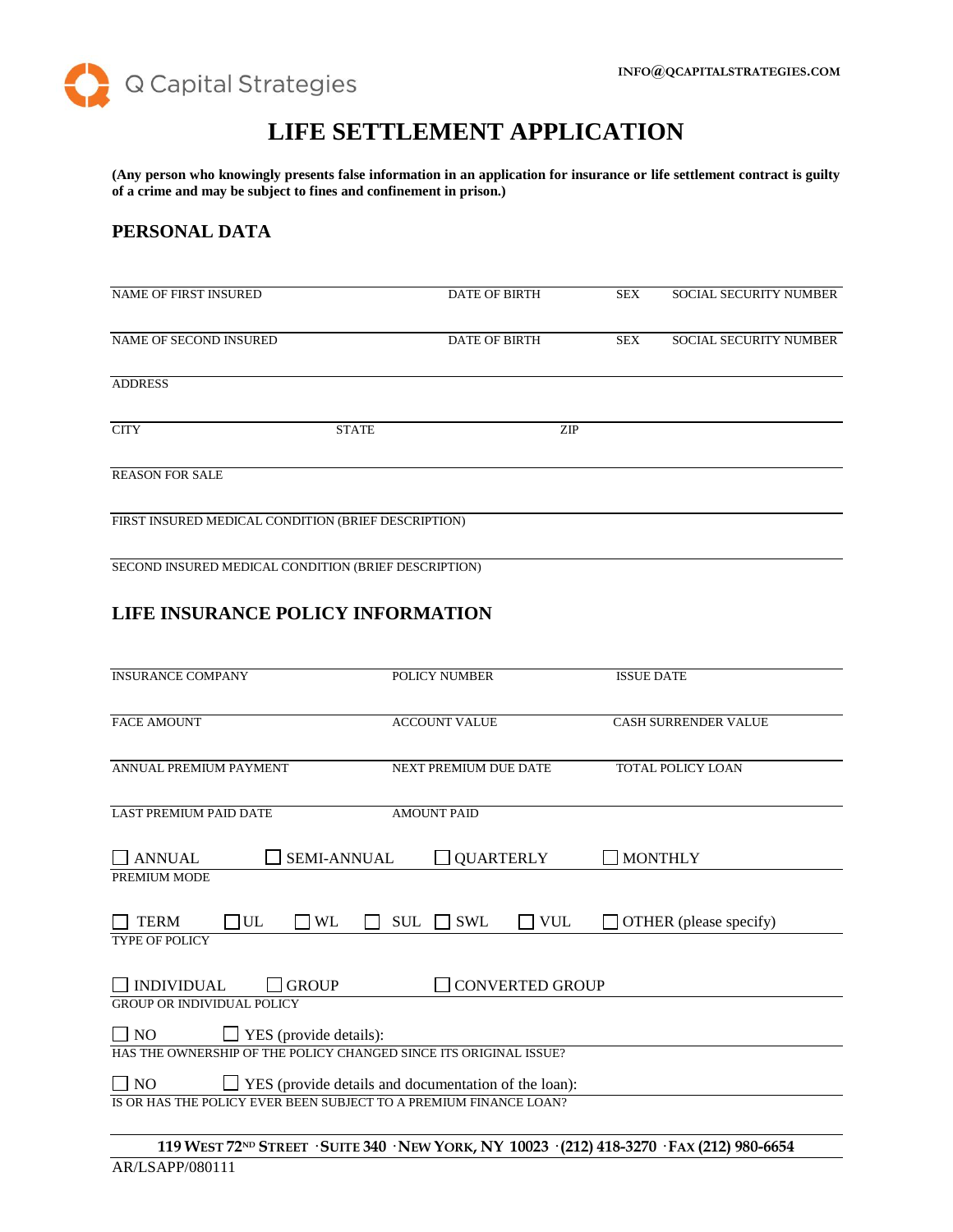Q Capital Strategies

INFO@QCAPITALSTRATEGIES.COM

# LIFE SETTLEMENT APPLICATION

**(Any person who knowingly presents false information in an application for insurance or life settlement contract is guilty of a crime and may be subject to fines and confinement in prison.)**

## PERSONAL DATA

| NAME OF FIRST INSURED | DATE OF BIRTH | SEX | SOCIAL SECURITY NUMBER |
|---|---|---|---|
| NAME OF SECOND INSURED | DATE OF BIRTH | SEX | SOCIAL SECURITY NUMBER |

ADDRESS

| CITY | STATE | ZIP |
|---|---|---|

REASON FOR SALE

FIRST INSURED MEDICAL CONDITION (BRIEF DESCRIPTION)

SECOND INSURED MEDICAL CONDITION (BRIEF DESCRIPTION)

## LIFE INSURANCE POLICY INFORMATION

| INSURANCE COMPANY | POLICY NUMBER | ISSUE DATE |
|---|---|---|
| FACE AMOUNT | ACCOUNT VALUE | CASH SURRENDER VALUE |
| ANNUAL PREMIUM PAYMENT | NEXT PREMIUM DUE DATE | TOTAL POLICY LOAN |
| LAST PREMIUM PAID DATE | AMOUNT PAID | |

☐ ANNUAL ☐ SEMI-ANNUAL ☐ QUARTERLY ☐ MONTHLY

PREMIUM MODE

☐ TERM ☐ UL ☐ WL ☐ SUL ☐ SWL ☐ VUL ☐ OTHER (please specify)

TYPE OF POLICY

☐ INDIVIDUAL ☐ GROUP ☐ CONVERTED GROUP

GROUP OR INDIVIDUAL POLICY

☐ NO ☐ YES (provide details):

HAS THE OWNERSHIP OF THE POLICY CHANGED SINCE ITS ORIGINAL ISSUE?

☐ NO ☐ YES (provide details and documentation of the loan):

IS OR HAS THE POLICY EVER BEEN SUBJECT TO A PREMIUM FINANCE LOAN?

**119 WEST 72ND STREET · SUITE 340 · NEW YORK, NY 10023 · (212) 418-3270 · FAX (212) 980-6654**

AR/LSAPP/080111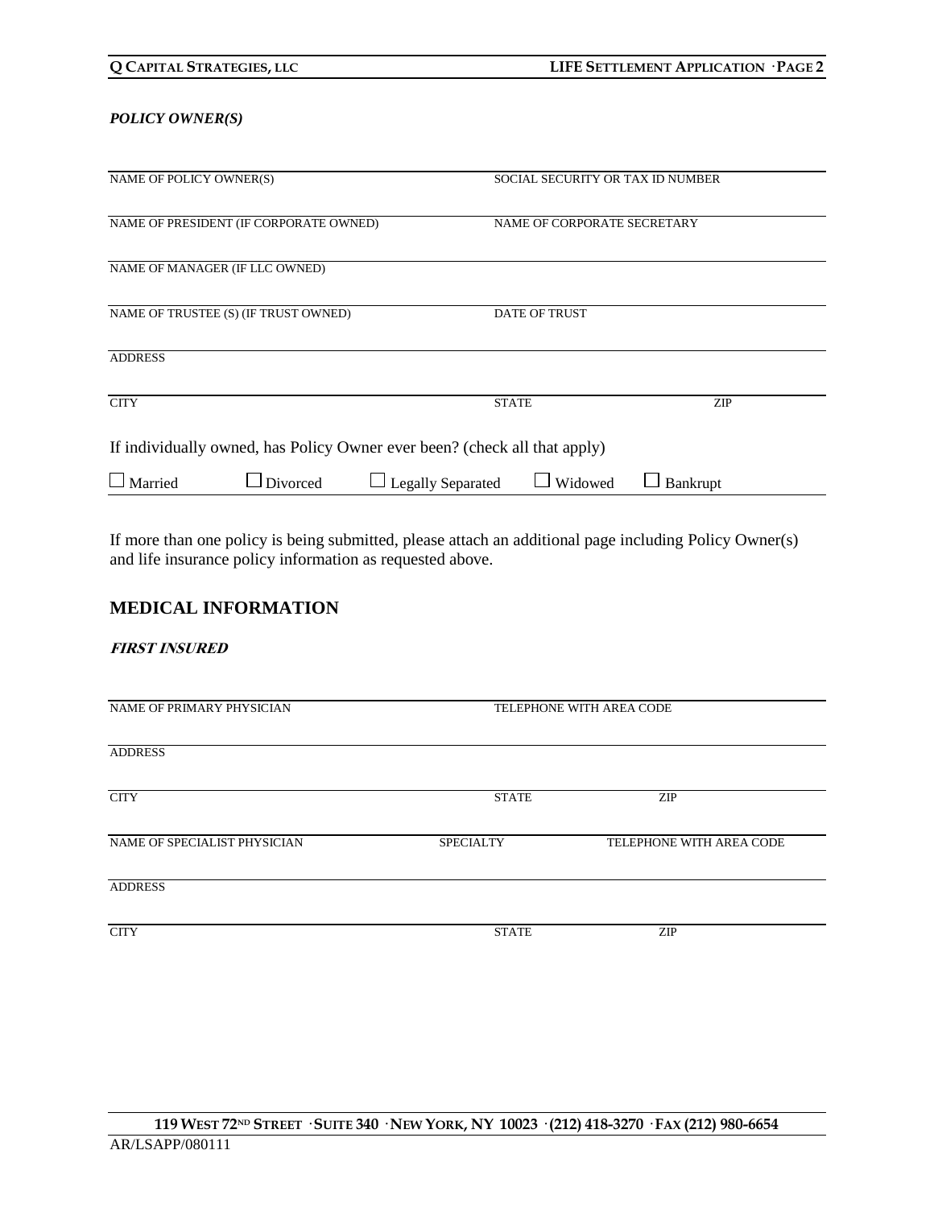***POLICY OWNER(S)***

| | | |
|---|---|---|
| NAME OF POLICY OWNER(S) | SOCIAL SECURITY OR TAX ID NUMBER | |
| NAME OF PRESIDENT (IF CORPORATE OWNED) | NAME OF CORPORATE SECRETARY | |
| NAME OF MANAGER (IF LLC OWNED) | | |
| NAME OF TRUSTEE (S) (IF TRUST OWNED) | DATE OF TRUST | |
| ADDRESS | | |
| CITY | STATE | ZIP |

If individually owned, has Policy Owner ever been? (check all that apply)

☐ Married ☐ Divorced ☐ Legally Separated ☐ Widowed ☐ Bankrupt

If more than one policy is being submitted, please attach an additional page including Policy Owner(s) and life insurance policy information as requested above.

## MEDICAL INFORMATION

***FIRST INSURED***

| | | |
|---|---|---|
| NAME OF PRIMARY PHYSICIAN | TELEPHONE WITH AREA CODE | |
| ADDRESS | | |
| CITY | STATE | ZIP |
| NAME OF SPECIALIST PHYSICIAN | SPECIALTY | TELEPHONE WITH AREA CODE |
| ADDRESS | | |
| CITY | STATE | ZIP |

119 WEST 72ND STREET · SUITE 340 · NEW YORK, NY 10023 · (212) 418-3270 · FAX (212) 980-6654

AR/LSAPP/080111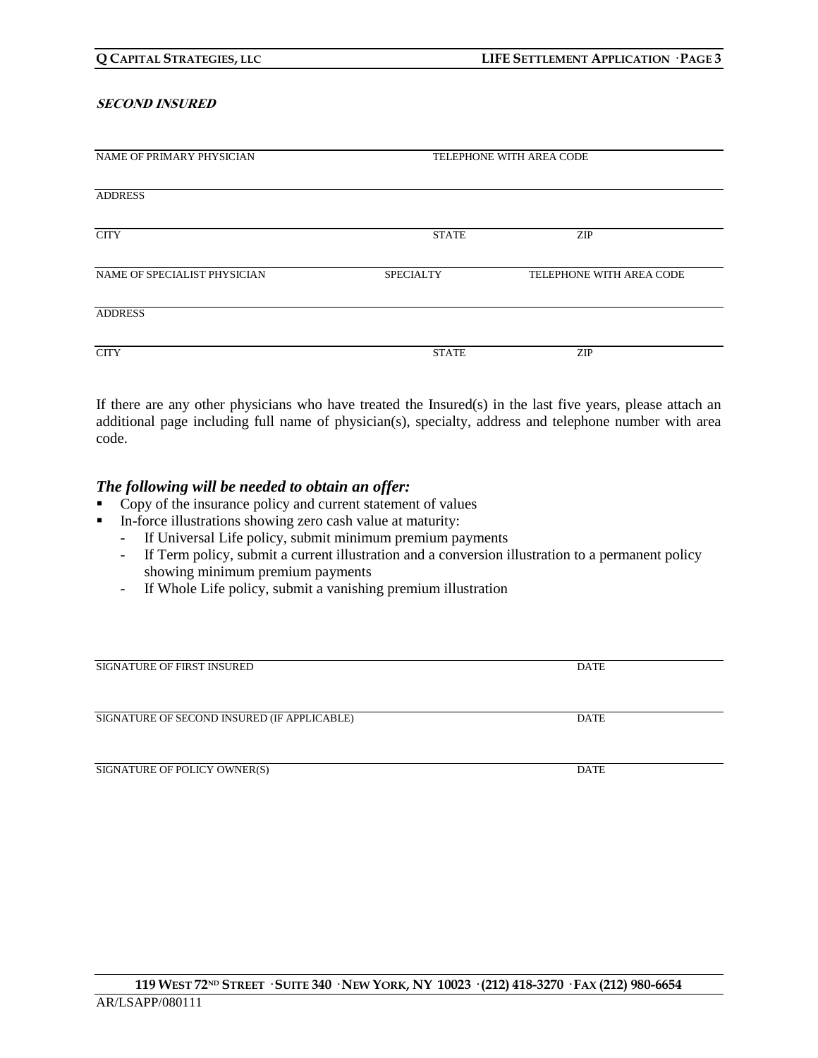***Second Insured***

| NAME OF PRIMARY PHYSICIAN | | TELEPHONE WITH AREA CODE |
|---|---|---|
| ADDRESS | | |
| CITY | STATE | ZIP |
| NAME OF SPECIALIST PHYSICIAN | SPECIALTY | TELEPHONE WITH AREA CODE |
| ADDRESS | | |
| CITY | STATE | ZIP |

If there are any other physicians who have treated the Insured(s) in the last five years, please attach an additional page including full name of physician(s), specialty, address and telephone number with area code.

***The following will be needed to obtain an offer:***

- Copy of the insurance policy and current statement of values
- In-force illustrations showing zero cash value at maturity:
  - If Universal Life policy, submit minimum premium payments
  - If Term policy, submit a current illustration and a conversion illustration to a permanent policy showing minimum premium payments
  - If Whole Life policy, submit a vanishing premium illustration

| SIGNATURE OF FIRST INSURED | DATE |
|---|---|
| SIGNATURE OF SECOND INSURED (IF APPLICABLE) | DATE |
| SIGNATURE OF POLICY OWNER(S) | DATE |

AR/LSAPP/080111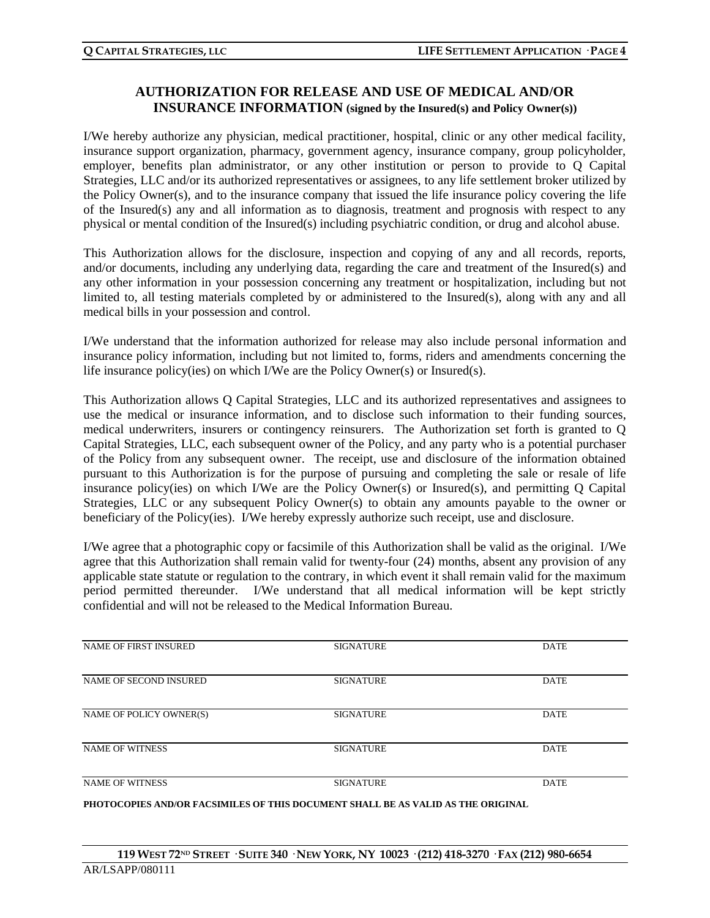## AUTHORIZATION FOR RELEASE AND USE OF MEDICAL AND/OR INSURANCE INFORMATION (signed by the Insured(s) and Policy Owner(s))

I/We hereby authorize any physician, medical practitioner, hospital, clinic or any other medical facility, insurance support organization, pharmacy, government agency, insurance company, group policyholder, employer, benefits plan administrator, or any other institution or person to provide to Q Capital Strategies, LLC and/or its authorized representatives or assignees, to any life settlement broker utilized by the Policy Owner(s), and to the insurance company that issued the life insurance policy covering the life of the Insured(s) any and all information as to diagnosis, treatment and prognosis with respect to any physical or mental condition of the Insured(s) including psychiatric condition, or drug and alcohol abuse.

This Authorization allows for the disclosure, inspection and copying of any and all records, reports, and/or documents, including any underlying data, regarding the care and treatment of the Insured(s) and any other information in your possession concerning any treatment or hospitalization, including but not limited to, all testing materials completed by or administered to the Insured(s), along with any and all medical bills in your possession and control.

I/We understand that the information authorized for release may also include personal information and insurance policy information, including but not limited to, forms, riders and amendments concerning the life insurance policy(ies) on which I/We are the Policy Owner(s) or Insured(s).

This Authorization allows Q Capital Strategies, LLC and its authorized representatives and assignees to use the medical or insurance information, and to disclose such information to their funding sources, medical underwriters, insurers or contingency reinsurers. The Authorization set forth is granted to Q Capital Strategies, LLC, each subsequent owner of the Policy, and any party who is a potential purchaser of the Policy from any subsequent owner. The receipt, use and disclosure of the information obtained pursuant to this Authorization is for the purpose of pursuing and completing the sale or resale of life insurance policy(ies) on which I/We are the Policy Owner(s) or Insured(s), and permitting Q Capital Strategies, LLC or any subsequent Policy Owner(s) to obtain any amounts payable to the owner or beneficiary of the Policy(ies). I/We hereby expressly authorize such receipt, use and disclosure.

I/We agree that a photographic copy or facsimile of this Authorization shall be valid as the original. I/We agree that this Authorization shall remain valid for twenty-four (24) months, absent any provision of any applicable state statute or regulation to the contrary, in which event it shall remain valid for the maximum period permitted thereunder. I/We understand that all medical information will be kept strictly confidential and will not be released to the Medical Information Bureau.

| NAME OF FIRST INSURED | SIGNATURE | DATE |
|---|---|---|
| NAME OF SECOND INSURED | SIGNATURE | DATE |
| NAME OF POLICY OWNER(S) | SIGNATURE | DATE |
| NAME OF WITNESS | SIGNATURE | DATE |
| NAME OF WITNESS | SIGNATURE | DATE |

**PHOTOCOPIES AND/OR FACSIMILES OF THIS DOCUMENT SHALL BE AS VALID AS THE ORIGINAL**

**119 WEST 72ND STREET · SUITE 340 · NEW YORK, NY 10023 · (212) 418-3270 · FAX (212) 980-6654**

AR/LSAPP/080111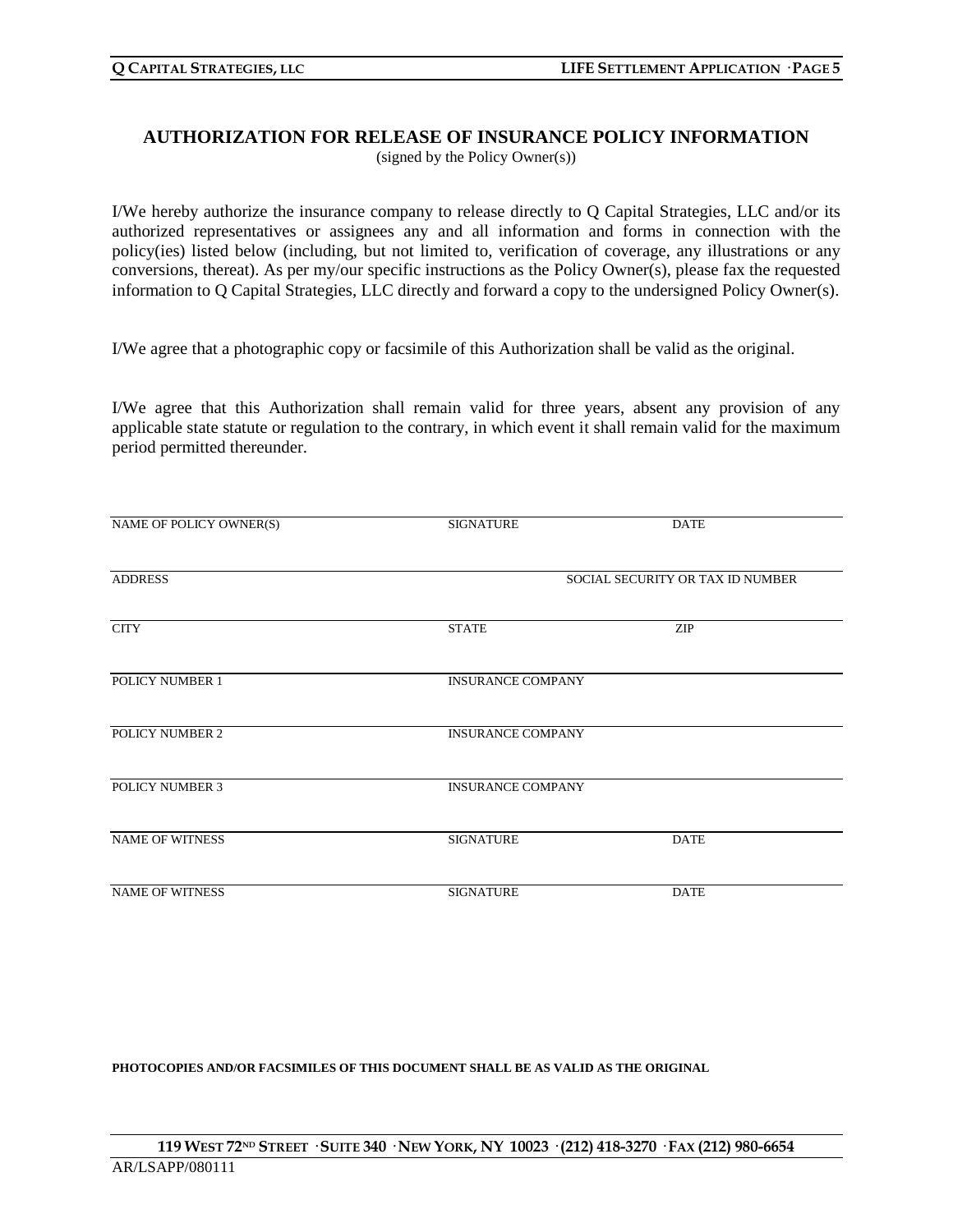## AUTHORIZATION FOR RELEASE OF INSURANCE POLICY INFORMATION

(signed by the Policy Owner(s))

I/We hereby authorize the insurance company to release directly to Q Capital Strategies, LLC and/or its authorized representatives or assignees any and all information and forms in connection with the policy(ies) listed below (including, but not limited to, verification of coverage, any illustrations or any conversions, thereat). As per my/our specific instructions as the Policy Owner(s), please fax the requested information to Q Capital Strategies, LLC directly and forward a copy to the undersigned Policy Owner(s).

I/We agree that a photographic copy or facsimile of this Authorization shall be valid as the original.

I/We agree that this Authorization shall remain valid for three years, absent any provision of any applicable state statute or regulation to the contrary, in which event it shall remain valid for the maximum period permitted thereunder.

| | | |
|---|---|---|
| NAME OF POLICY OWNER(S) | SIGNATURE | DATE |
| ADDRESS | | SOCIAL SECURITY OR TAX ID NUMBER |
| CITY | STATE | ZIP |
| POLICY NUMBER 1 | INSURANCE COMPANY | |
| POLICY NUMBER 2 | INSURANCE COMPANY | |
| POLICY NUMBER 3 | INSURANCE COMPANY | |
| NAME OF WITNESS | SIGNATURE | DATE |
| NAME OF WITNESS | SIGNATURE | DATE |

**PHOTOCOPIES AND/OR FACSIMILES OF THIS DOCUMENT SHALL BE AS VALID AS THE ORIGINAL**

**119 WEST 72ND STREET · SUITE 340 · NEW YORK, NY 10023 · (212) 418-3270 · FAX (212) 980-6654**

AR/LSAPP/080111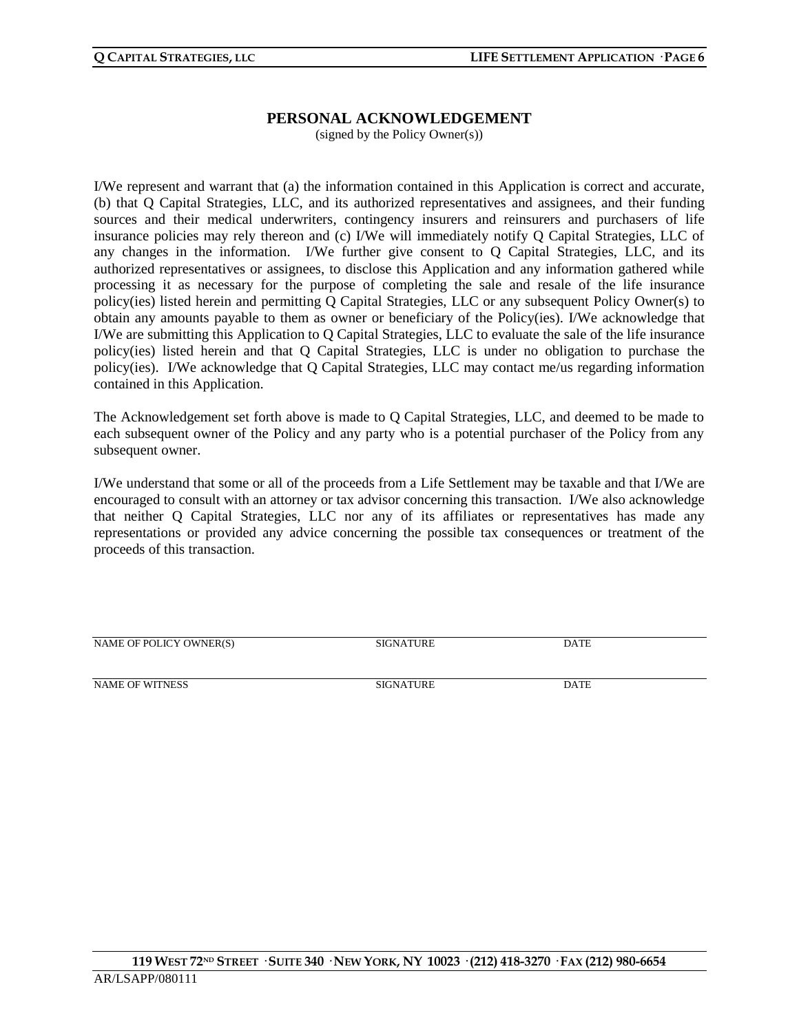## PERSONAL ACKNOWLEDGEMENT

(signed by the Policy Owner(s))

I/We represent and warrant that (a) the information contained in this Application is correct and accurate, (b) that Q Capital Strategies, LLC, and its authorized representatives and assignees, and their funding sources and their medical underwriters, contingency insurers and reinsurers and purchasers of life insurance policies may rely thereon and (c) I/We will immediately notify Q Capital Strategies, LLC of any changes in the information. I/We further give consent to Q Capital Strategies, LLC, and its authorized representatives or assignees, to disclose this Application and any information gathered while processing it as necessary for the purpose of completing the sale and resale of the life insurance policy(ies) listed herein and permitting Q Capital Strategies, LLC or any subsequent Policy Owner(s) to obtain any amounts payable to them as owner or beneficiary of the Policy(ies). I/We acknowledge that I/We are submitting this Application to Q Capital Strategies, LLC to evaluate the sale of the life insurance policy(ies) listed herein and that Q Capital Strategies, LLC is under no obligation to purchase the policy(ies). I/We acknowledge that Q Capital Strategies, LLC may contact me/us regarding information contained in this Application.

The Acknowledgement set forth above is made to Q Capital Strategies, LLC, and deemed to be made to each subsequent owner of the Policy and any party who is a potential purchaser of the Policy from any subsequent owner.

I/We understand that some or all of the proceeds from a Life Settlement may be taxable and that I/We are encouraged to consult with an attorney or tax advisor concerning this transaction. I/We also acknowledge that neither Q Capital Strategies, LLC nor any of its affiliates or representatives has made any representations or provided any advice concerning the possible tax consequences or treatment of the proceeds of this transaction.

NAME OF POLICY OWNER(S) SIGNATURE DATE

NAME OF WITNESS SIGNATURE DATE

**119 WEST 72ND STREET · SUITE 340 · NEW YORK, NY 10023 · (212) 418-3270 · FAX (212) 980-6654**

AR/LSAPP/080111